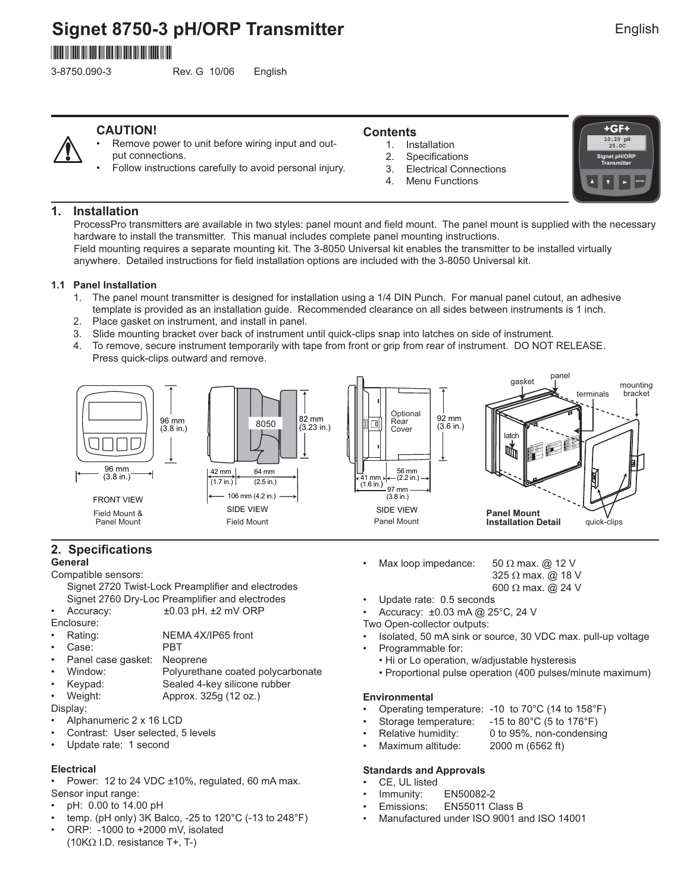# Signet 8750-3 pH/ORP Transmitter

English

3-8750.090-3 Rev. G 10/06 English

**CAUTION!**

- Remove power to unit before wiring input and output connections.
- Follow instructions carefully to avoid personal injury.

**Contents**

1. Installation
2. Specifications
3. Electrical Connections
4. Menu Functions

## 1. Installation

ProcessPro transmitters are available in two styles: panel mount and field mount. The panel mount is supplied with the necessary hardware to install the transmitter. This manual includes complete panel mounting instructions.
Field mounting requires a separate mounting kit. The 3-8050 Universal kit enables the transmitter to be installed virtually anywhere. Detailed instructions for field installation options are included with the 3-8050 Universal kit.

### 1.1 Panel Installation

1. The panel mount transmitter is designed for installation using a 1/4 DIN Punch. For manual panel cutout, an adhesive template is provided as an installation guide. Recommended clearance on all sides between instruments is 1 inch.
2. Place gasket on instrument, and install in panel.
3. Slide mounting bracket over back of instrument until quick-clips snap into latches on side of instrument.
4. To remove, secure instrument temporarily with tape from front or grip from rear of instrument. DO NOT RELEASE. Press quick-clips outward and remove.

FRONT VIEW — Field Mount & Panel Mount: 96 mm (3.8 in.) × 96 mm (3.8 in.)

SIDE VIEW — Field Mount: 82 mm (3.23 in.); 42 mm (1.7 in.); 64 mm (2.5 in.); 106 mm (4.2 in.)

SIDE VIEW — Panel Mount: Optional Rear Cover; 92 mm (3.6 in.); 41 mm (1.6 in.); 56 mm (2.2 in.); 97 mm (3.8 in.)

Panel Mount Installation Detail: gasket, panel, terminals, mounting bracket, latch, quick-clips

## 2. Specifications

**General**

Compatible sensors:
Signet 2720 Twist-Lock Preamplifier and electrodes
Signet 2760 Dry-Loc Preamplifier and electrodes

- Accuracy: ±0.03 pH, ±2 mV ORP

Enclosure:

- Rating: NEMA 4X/IP65 front
- Case: PBT
- Panel case gasket: Neoprene
- Window: Polyurethane coated polycarbonate
- Keypad: Sealed 4-key silicone rubber
- Weight: Approx. 325g (12 oz.)

Display:

- Alphanumeric 2 x 16 LCD
- Contrast: User selected, 5 levels
- Update rate: 1 second

**Electrical**

- Power: 12 to 24 VDC ±10%, regulated, 60 mA max.

Sensor input range:

- pH: 0.00 to 14.00 pH
- temp. (pH only) 3K Balco, -25 to 120°C (-13 to 248°F)
- ORP: -1000 to +2000 mV, isolated (10KΩ I.D. resistance T+, T-)

- Max loop impedance: 50 Ω max. @ 12 V; 325 Ω max. @ 18 V; 600 Ω max. @ 24 V
- Update rate: 0.5 seconds
- Accuracy: ±0.03 mA @ 25°C, 24 V

Two Open-collector outputs:

- Isolated, 50 mA sink or source, 30 VDC max. pull-up voltage
- Programmable for:
  - Hi or Lo operation, w/adjustable hysteresis
  - Proportional pulse operation (400 pulses/minute maximum)

**Environmental**

- Operating temperature: -10 to 70°C (14 to 158°F)
- Storage temperature: -15 to 80°C (5 to 176°F)
- Relative humidity: 0 to 95%, non-condensing
- Maximum altitude: 2000 m (6562 ft)

**Standards and Approvals**

- CE, UL listed
- Immunity: EN50082-2
- Emissions: EN55011 Class B
- Manufactured under ISO 9001 and ISO 14001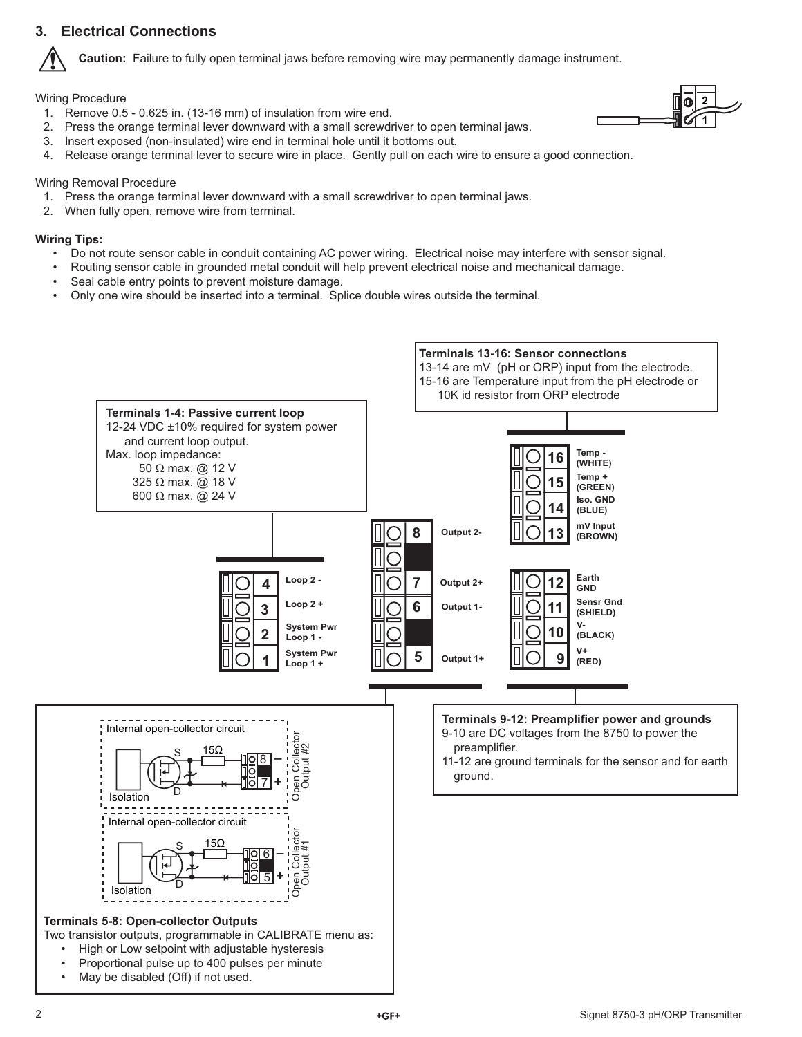## 3. Electrical Connections

**Caution:** Failure to fully open terminal jaws before removing wire may permanently damage instrument.

Wiring Procedure

1. Remove 0.5 - 0.625 in. (13-16 mm) of insulation from wire end.
2. Press the orange terminal lever downward with a small screwdriver to open terminal jaws.
3. Insert exposed (non-insulated) wire end in terminal hole until it bottoms out.
4. Release orange terminal lever to secure wire in place. Gently pull on each wire to ensure a good connection.

Wiring Removal Procedure

1. Press the orange terminal lever downward with a small screwdriver to open terminal jaws.
2. When fully open, remove wire from terminal.

**Wiring Tips:**

- Do not route sensor cable in conduit containing AC power wiring. Electrical noise may interfere with sensor signal.
- Routing sensor cable in grounded metal conduit will help prevent electrical noise and mechanical damage.
- Seal cable entry points to prevent moisture damage.
- Only one wire should be inserted into a terminal. Splice double wires outside the terminal.

**Terminals 13-16: Sensor connections**
13-14 are mV (pH or ORP) input from the electrode.
15-16 are Temperature input from the pH electrode or 10K id resistor from ORP electrode

**Terminals 1-4: Passive current loop**
12-24 VDC ±10% required for system power and current loop output.
Max. loop impedance:
50 Ω max. @ 12 V
325 Ω max. @ 18 V
600 Ω max. @ 24 V

| Terminal | Function |
|---|---|
| 16 | Temp - (WHITE) |
| 15 | Temp + (GREEN) |
| 14 | Iso. GND (BLUE) |
| 13 | mV Input (BROWN) |
| 12 | Earth GND |
| 11 | Sensr Gnd (SHIELD) |
| 10 | V- (BLACK) |
| 9 | V+ (RED) |
| 8 | Output 2- |
| 7 | Output 2+ |
| 6 | Output 1- |
| 5 | Output 1+ |
| 4 | Loop 2 - |
| 3 | Loop 2 + |
| 2 | System Pwr Loop 1 - |
| 1 | System Pwr Loop 1 + |

Internal open-collector circuit — Isolation, S, D, 15Ω — Open Collector Output #2 (8 –, 7 +)

Internal open-collector circuit — Isolation, S, D, 15Ω — Open Collector Output #1 (6 –, 5 +)

**Terminals 5-8: Open-collector Outputs**
Two transistor outputs, programmable in CALIBRATE menu as:

- High or Low setpoint with adjustable hysteresis
- Proportional pulse up to 400 pulses per minute
- May be disabled (Off) if not used.

**Terminals 9-12: Preamplifier power and grounds**
9-10 are DC voltages from the 8750 to power the preamplifier.
11-12 are ground terminals for the sensor and for earth ground.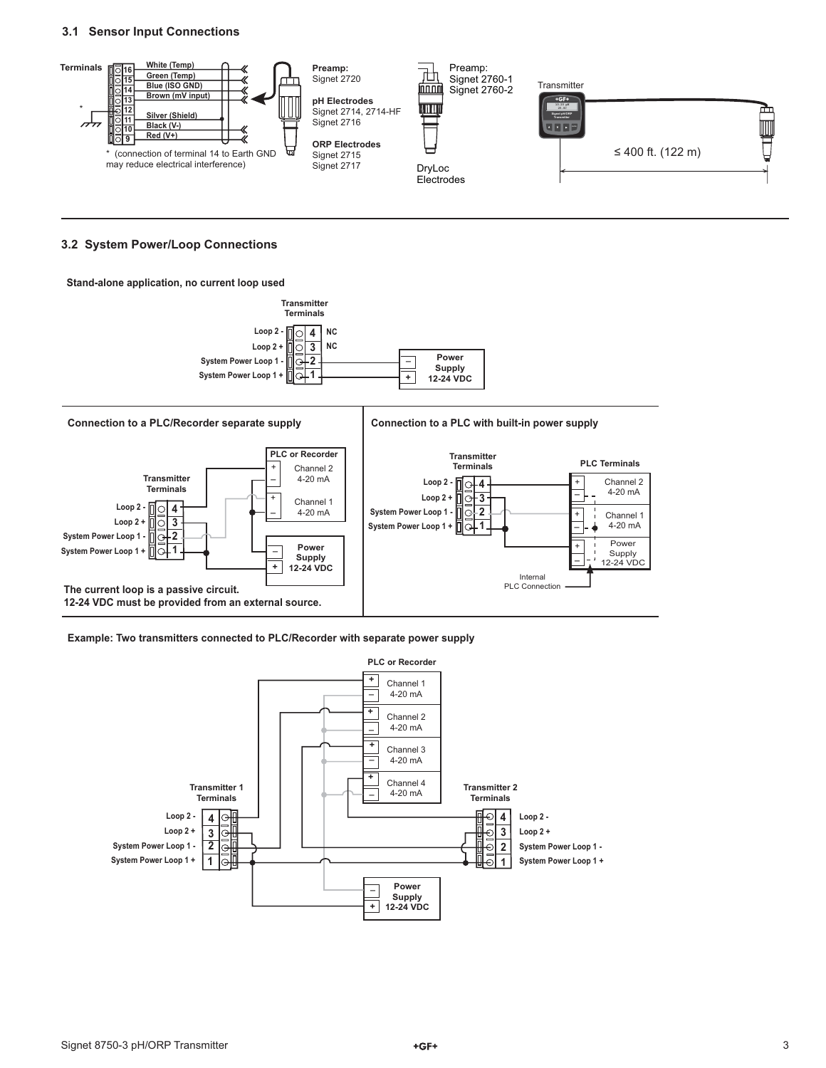## 3.1 Sensor Input Connections

Terminals

| Terminal | Wire |
|---|---|
| 16 | White (Temp) |
| 15 | Green (Temp) |
| 14 | Blue (ISO GND) |
| 13 | Brown (mV input) |
| 12 | |
| 11 | Silver (Shield) |
| 10 | Black (V-) |
| 9 | Red (V+) |

* (connection of terminal 14 to Earth GND may reduce electrical interference)

**Preamp:**
Signet 2720

**pH Electrodes**
Signet 2714, 2714-HF
Signet 2716

**ORP Electrodes**
Signet 2715
Signet 2717

Preamp:
Signet 2760-1
Signet 2760-2

DryLoc Electrodes

Transmitter

≤ 400 ft. (122 m)

## 3.2 System Power/Loop Connections

**Stand-alone application, no current loop used**

**Transmitter Terminals**

- Loop 2 - (4) NC
- Loop 2 + (3) NC
- System Power Loop 1 - (2) → Power Supply 12-24 VDC –
- System Power Loop 1 + (1) → Power Supply 12-24 VDC +

**Connection to a PLC/Recorder separate supply**

Transmitter Terminals: Loop 2 - (4), Loop 2 + (3), System Power Loop 1 - (2), System Power Loop 1 + (1)

PLC or Recorder: Channel 2 4-20 mA; Channel 1 4-20 mA

Power Supply 12-24 VDC

**The current loop is a passive circuit.**
**12-24 VDC must be provided from an external source.**

**Connection to a PLC with built-in power supply**

Transmitter Terminals: Loop 2 - (4), Loop 2 + (3), System Power Loop 1 - (2), System Power Loop 1 + (1)

PLC Terminals: Channel 2 4-20 mA; Channel 1 4-20 mA; Power Supply 12-24 VDC

Internal PLC Connection

**Example: Two transmitters connected to PLC/Recorder with separate power supply**

PLC or Recorder: Channel 1 4-20 mA; Channel 2 4-20 mA; Channel 3 4-20 mA; Channel 4 4-20 mA

Transmitter 1 Terminals: Loop 2 - (4), Loop 2 + (3), System Power Loop 1 - (2), System Power Loop 1 + (1)

Transmitter 2 Terminals: Loop 2 - (4), Loop 2 + (3), System Power Loop 1 - (2), System Power Loop 1 + (1)

Power Supply 12-24 VDC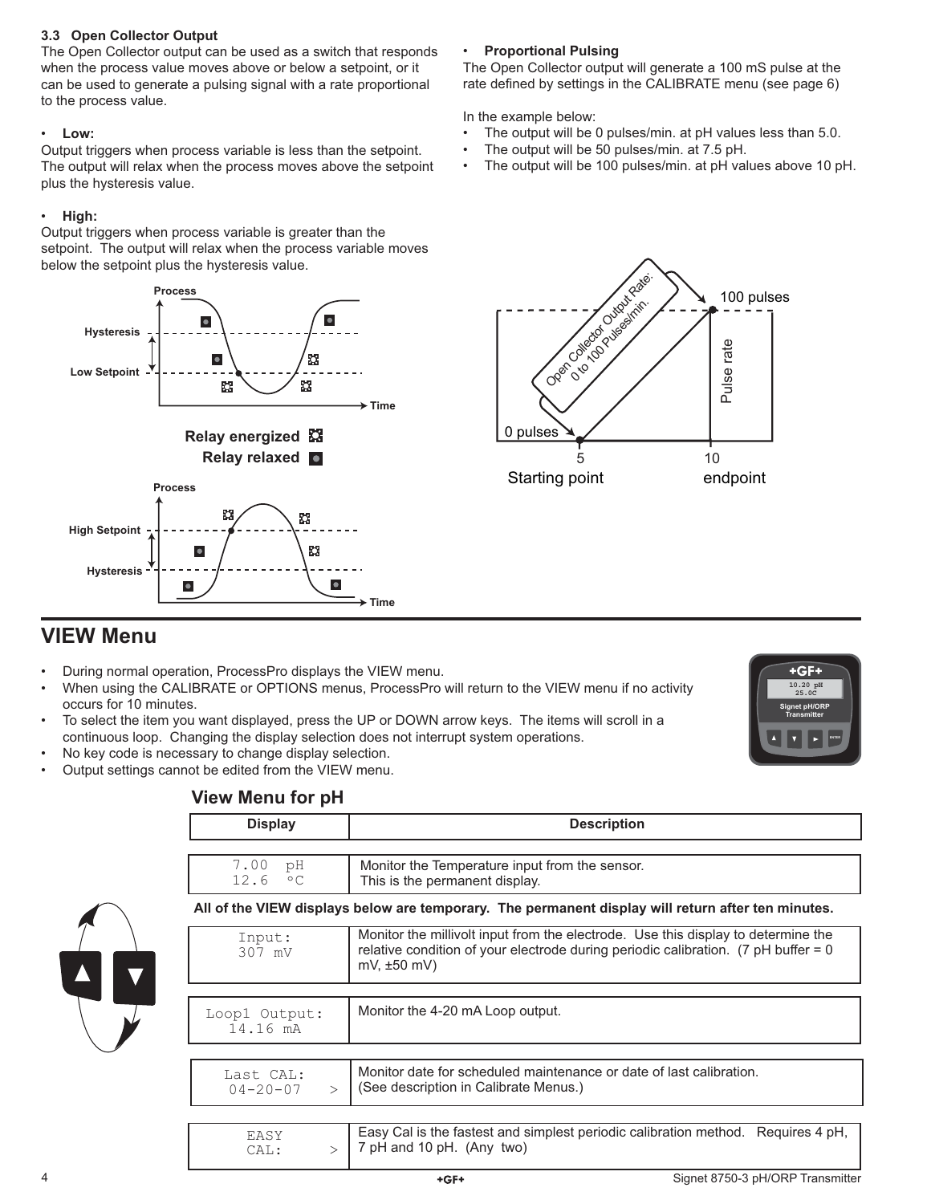### 3.3 Open Collector Output

The Open Collector output can be used as a switch that responds when the process value moves above or below a setpoint, or it can be used to generate a pulsing signal with a rate proportional to the process value.

- **Low:**

Output triggers when process variable is less than the setpoint. The output will relax when the process moves above the setpoint plus the hysteresis value.

- **High:**

Output triggers when process variable is greater than the setpoint. The output will relax when the process variable moves below the setpoint plus the hysteresis value.

- **Proportional Pulsing**

The Open Collector output will generate a 100 mS pulse at the rate defined by settings in the CALIBRATE menu (see page 6)

In the example below:

- The output will be 0 pulses/min. at pH values less than 5.0.
- The output will be 50 pulses/min. at 7.5 pH.
- The output will be 100 pulses/min. at pH values above 10 pH.

## VIEW Menu

- During normal operation, ProcessPro displays the VIEW menu.
- When using the CALIBRATE or OPTIONS menus, ProcessPro will return to the VIEW menu if no activity occurs for 10 minutes.
- To select the item you want displayed, press the UP or DOWN arrow keys. The items will scroll in a continuous loop. Changing the display selection does not interrupt system operations.
- No key code is necessary to change display selection.
- Output settings cannot be edited from the VIEW menu.

### View Menu for pH

| Display | Description |
|---|---|
| 7.00 pH<br>12.6 °C | Monitor the Temperature input from the sensor.<br>This is the permanent display. |

**All of the VIEW displays below are temporary. The permanent display will return after ten minutes.**

| Display | Description |
|---|---|
| Input:<br>307 mV | Monitor the millivolt input from the electrode. Use this display to determine the relative condition of your electrode during periodic calibration. (7 pH buffer = 0 mV, ±50 mV) |
| Loop1 Output:<br>14.16 mA | Monitor the 4-20 mA Loop output. |
| Last CAL:<br>04-20-07 > | Monitor date for scheduled maintenance or date of last calibration.<br>(See description in Calibrate Menus.) |
| EASY<br>CAL: > | Easy Cal is the fastest and simplest periodic calibration method. Requires 4 pH, 7 pH and 10 pH. (Any two) |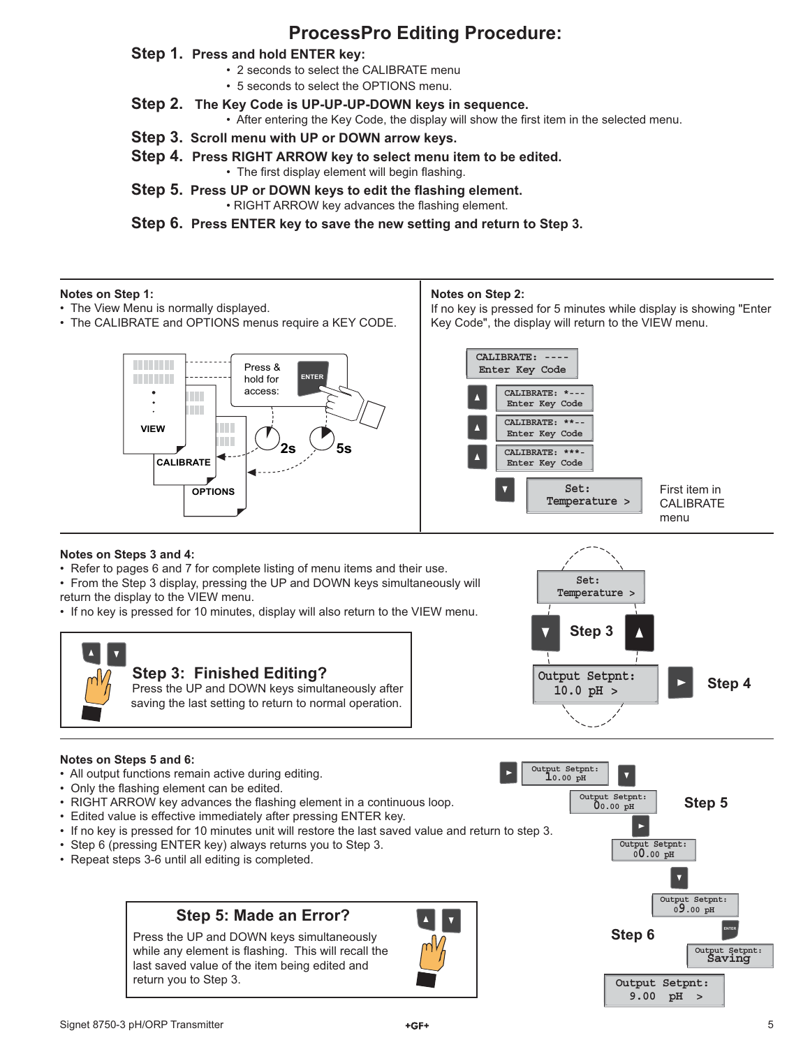# ProcessPro Editing Procedure:

**Step 1. Press and hold ENTER key:**

- 2 seconds to select the CALIBRATE menu
- 5 seconds to select the OPTIONS menu.

**Step 2. The Key Code is UP-UP-UP-DOWN keys in sequence.**

- After entering the Key Code, the display will show the first item in the selected menu.

**Step 3. Scroll menu with UP or DOWN arrow keys.**

**Step 4. Press RIGHT ARROW key to select menu item to be edited.**

- The first display element will begin flashing.

**Step 5. Press UP or DOWN keys to edit the flashing element.**

- RIGHT ARROW key advances the flashing element.

**Step 6. Press ENTER key to save the new setting and return to Step 3.**

---

**Notes on Step 1:**

- The View Menu is normally displayed.
- The CALIBRATE and OPTIONS menus require a KEY CODE.

VIEW, CALIBRATE, OPTIONS — Press & hold for access: ENTER — 2s, 5s

**Notes on Step 2:**

If no key is pressed for 5 minutes while display is showing "Enter Key Code", the display will return to the VIEW menu.

CALIBRATE: ---- Enter Key Code
▲ CALIBRATE: *--- Enter Key Code
▲ CALIBRATE: **-- Enter Key Code
▲ CALIBRATE: ***- Enter Key Code
▼ Set: Temperature > — First item in CALIBRATE menu

---

**Notes on Steps 3 and 4:**

- Refer to pages 6 and 7 for complete listing of menu items and their use.
- From the Step 3 display, pressing the UP and DOWN keys simultaneously will return the display to the VIEW menu.
- If no key is pressed for 10 minutes, display will also return to the VIEW menu.

**Step 3: Finished Editing?**
Press the UP and DOWN keys simultaneously after saving the last setting to return to normal operation.

Set: Temperature > — Step 3 (▼ ▲) — Output Setpnt: 10.0 pH > — ► Step 4

---

**Notes on Steps 5 and 6:**

- All output functions remain active during editing.
- Only the flashing element can be edited.
- RIGHT ARROW key advances the flashing element in a continuous loop.
- Edited value is effective immediately after pressing ENTER key.
- If no key is pressed for 10 minutes unit will restore the last saved value and return to step 3.
- Step 6 (pressing ENTER key) always returns you to Step 3.
- Repeat steps 3-6 until all editing is completed.

**Step 5: Made an Error?**
Press the UP and DOWN keys simultaneously while any element is flashing. This will recall the last saved value of the item being edited and return you to Step 3.

Step 5: ► Output Setpnt: 10.00 pH → ▼ Output Setpnt: 00.00 pH → ► Output Setpnt: 00.00 pH → ▼ Output Setpnt: 09.00 pH

Step 6: ENTER Output Setpnt: Saving → Output Setpnt: 9.00 pH >

Signet 8750-3 pH/ORP Transmitter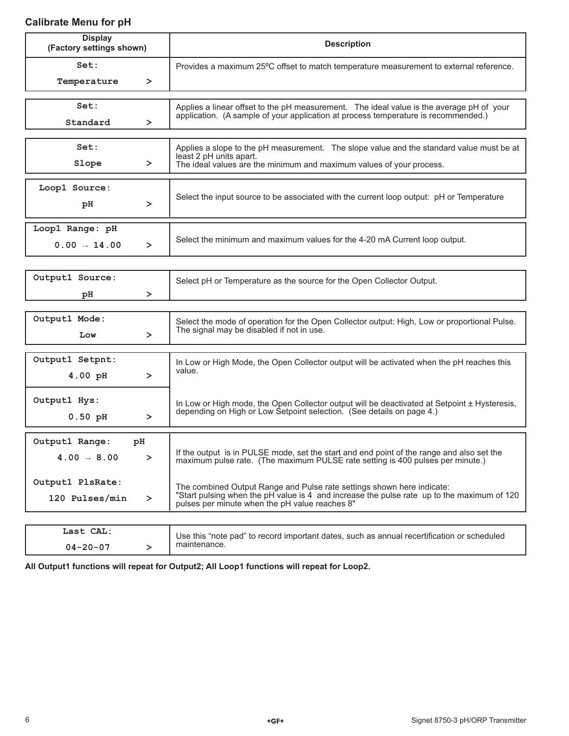## Calibrate Menu for pH

| Display (Factory settings shown) | Description |
|---|---|
| Set: Temperature > | Provides a maximum 25ºC offset to match temperature measurement to external reference. |
| Set: Standard > | Applies a linear offset to the pH measurement. The ideal value is the average pH of your application. (A sample of your application at process temperature is recommended.) |
| Set: Slope > | Applies a slope to the pH measurement. The slope value and the standard value must be at least 2 pH units apart. The ideal values are the minimum and maximum values of your process. |
| Loop1 Source: pH > | Select the input source to be associated with the current loop output: pH or Temperature |
| Loop1 Range: pH 0.00 → 14.00 > | Select the minimum and maximum values for the 4-20 mA Current loop output. |
| Output1 Source: pH > | Select pH or Temperature as the source for the Open Collector Output. |
| Output1 Mode: Low > | Select the mode of operation for the Open Collector output: High, Low or proportional Pulse. The signal may be disabled if not in use. |
| Output1 Setpnt: 4.00 pH > | In Low or High Mode, the Open Collector output will be activated when the pH reaches this value. |
| Output1 Hys: 0.50 pH > | In Low or High mode, the Open Collector output will be deactivated at Setpoint ± Hysteresis, depending on High or Low Setpoint selection. (See details on page 4.) |
| Output1 Range: pH 4.00 → 8.00 > | If the output is in PULSE mode, set the start and end point of the range and also set the maximum pulse rate. (The maximum PULSE rate setting is 400 pulses per minute.) |
| Output1 PlsRate: 120 Pulses/min > | The combined Output Range and Pulse rate settings shown here indicate: "Start pulsing when the pH value is 4 and increase the pulse rate up to the maximum of 120 pulses per minute when the pH value reaches 8" |
| Last CAL: 04-20-07 > | Use this "note pad" to record important dates, such as annual recertification or scheduled maintenance. |

**All Output1 functions will repeat for Output2; All Loop1 functions will repeat for Loop2.**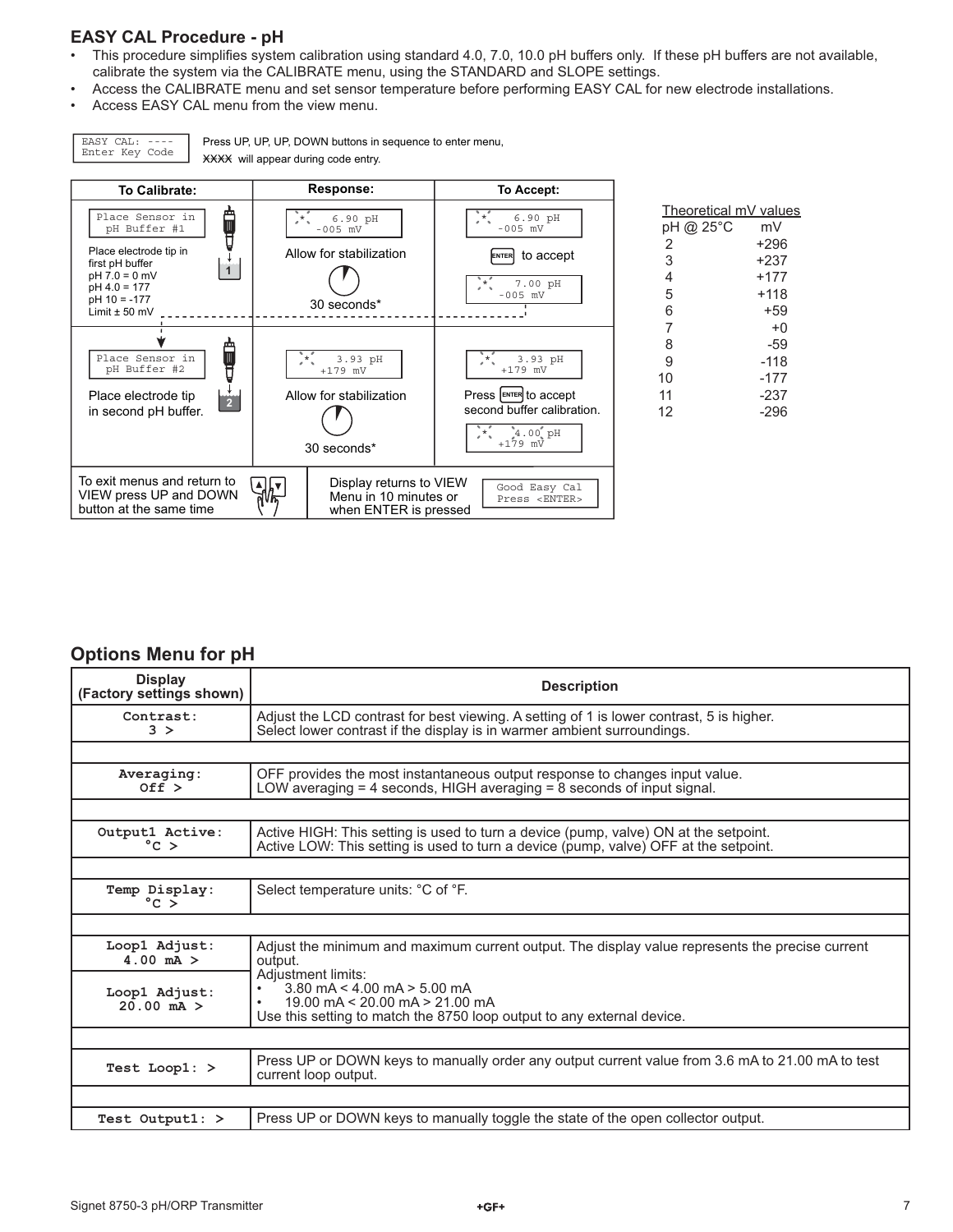## EASY CAL Procedure - pH

- This procedure simplifies system calibration using standard 4.0, 7.0, 10.0 pH buffers only. If these pH buffers are not available, calibrate the system via the CALIBRATE menu, using the STANDARD and SLOPE settings.
- Access the CALIBRATE menu and set sensor temperature before performing EASY CAL for new electrode installations.
- Access EASY CAL menu from the view menu.

```
EASY CAL: ----
Enter Key Code
```

Press UP, UP, UP, DOWN buttons in sequence to enter menu, XXXX will appear during code entry.

| To Calibrate: | Response: | To Accept: |
|---|---|---|
| `Place Sensor in pH Buffer #1` <br> Place electrode tip in first pH buffer <br> pH 7.0 = 0 mV <br> pH 4.0 = 177 <br> pH 10 = -177 <br> Limit ± 50 mV | `* 6.90 pH -005 mV` <br> Allow for stabilization <br> 30 seconds* | `* 6.90 pH -005 mV` <br> ENTER to accept <br> `* 7.00 pH -005 mV` |
| `Place Sensor in pH Buffer #2` <br> Place electrode tip in second pH buffer. | `* 3.93 pH +179 mV` <br> Allow for stabilization <br> 30 seconds* | `* 3.93 pH +179 mV` <br> Press ENTER to accept second buffer calibration. <br> `* 4.00 pH +179 mV` |
| To exit menus and return to VIEW press UP and DOWN button at the same time | Display returns to VIEW Menu in 10 minutes or when ENTER is pressed | `Good Easy Cal Press <ENTER>` |

Theoretical mV values

| pH @ 25°C | mV |
|---|---|
| 2 | +296 |
| 3 | +237 |
| 4 | +177 |
| 5 | +118 |
| 6 | +59 |
| 7 | +0 |
| 8 | -59 |
| 9 | -118 |
| 10 | -177 |
| 11 | -237 |
| 12 | -296 |

## Options Menu for pH

| Display (Factory settings shown) | Description |
|---|---|
| **Contrast: 3 >** | Adjust the LCD contrast for best viewing. A setting of 1 is lower contrast, 5 is higher. Select lower contrast if the display is in warmer ambient surroundings. |
| **Averaging: Off >** | OFF provides the most instantaneous output response to changes input value. LOW averaging = 4 seconds, HIGH averaging = 8 seconds of input signal. |
| **Output1 Active: °C >** | Active HIGH: This setting is used to turn a device (pump, valve) ON at the setpoint. Active LOW: This setting is used to turn a device (pump, valve) OFF at the setpoint. |
| **Temp Display: °C >** | Select temperature units: °C of °F. |
| **Loop1 Adjust: 4.00 mA >** <br> **Loop1 Adjust: 20.00 mA >** | Adjust the minimum and maximum current output. The display value represents the precise current output. Adjustment limits: <br> • 3.80 mA < 4.00 mA > 5.00 mA <br> • 19.00 mA < 20.00 mA > 21.00 mA <br> Use this setting to match the 8750 loop output to any external device. |
| **Test Loop1: >** | Press UP or DOWN keys to manually order any output current value from 3.6 mA to 21.00 mA to test current loop output. |
| **Test Output1: >** | Press UP or DOWN keys to manually toggle the state of the open collector output. |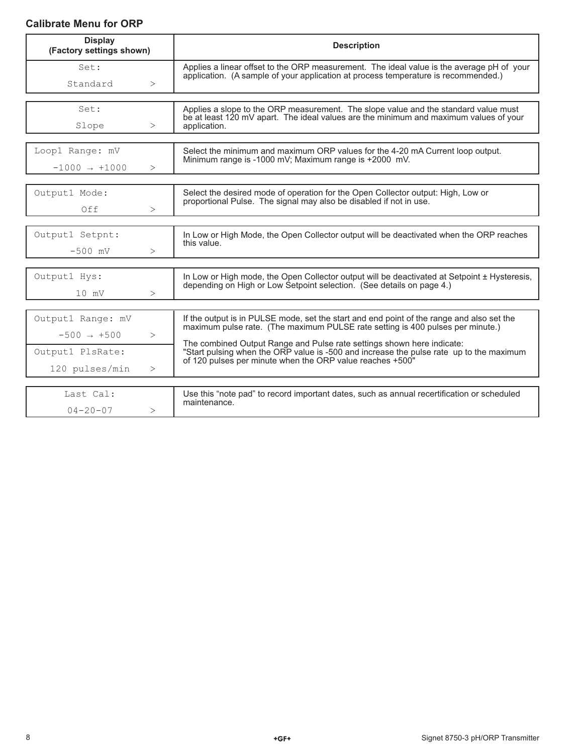## Calibrate Menu for ORP

| Display (Factory settings shown) | Description |
|---|---|
| Set: Standard > | Applies a linear offset to the ORP measurement. The ideal value is the average pH of your application. (A sample of your application at process temperature is recommended.) |
| Set: Slope > | Applies a slope to the ORP measurement. The slope value and the standard value must be at least 120 mV apart. The ideal values are the minimum and maximum values of your application. |
| Loop1 Range: mV -1000 → +1000 > | Select the minimum and maximum ORP values for the 4-20 mA Current loop output. Minimum range is -1000 mV; Maximum range is +2000 mV. |
| Output1 Mode: Off > | Select the desired mode of operation for the Open Collector output: High, Low or proportional Pulse. The signal may also be disabled if not in use. |
| Output1 Setpnt: -500 mV > | In Low or High Mode, the Open Collector output will be deactivated when the ORP reaches this value. |
| Output1 Hys: 10 mV > | In Low or High mode, the Open Collector output will be deactivated at Setpoint ± Hysteresis, depending on High or Low Setpoint selection. (See details on page 4.) |
| Output1 Range: mV -500 → +500 > | If the output is in PULSE mode, set the start and end point of the range and also set the maximum pulse rate. (The maximum PULSE rate setting is 400 pulses per minute.) |
| Output1 PlsRate: 120 pulses/min > | The combined Output Range and Pulse rate settings shown here indicate: "Start pulsing when the ORP value is -500 and increase the pulse rate up to the maximum of 120 pulses per minute when the ORP value reaches +500" |
| Last Cal: 04-20-07 > | Use this "note pad" to record important dates, such as annual recertification or scheduled maintenance. |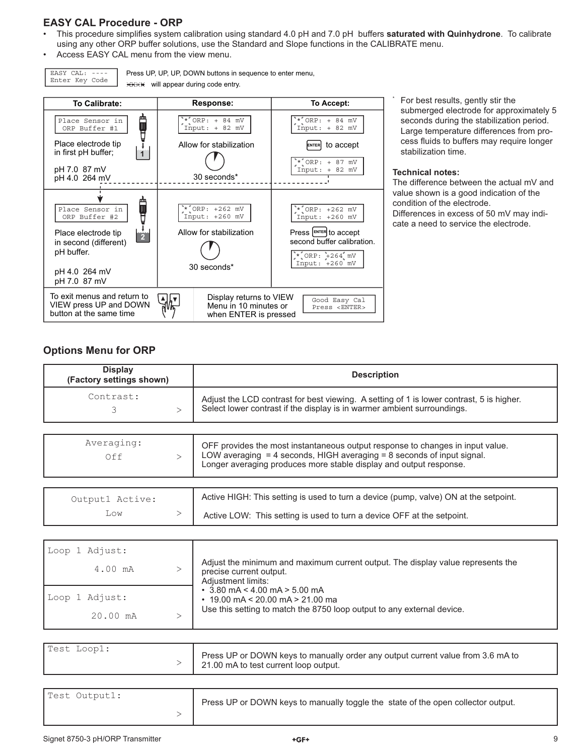## EASY CAL Procedure - ORP

- This procedure simplifies system calibration using standard 4.0 pH and 7.0 pH buffers **saturated with Quinhydrone**. To calibrate using any other ORP buffer solutions, use the Standard and Slope functions in the CALIBRATE menu.
- Access EASY CAL menu from the view menu.

```
EASY CAL: ----
Enter Key Code
```

Press UP, UP, UP, DOWN buttons in sequence to enter menu, ---- will appear during code entry.

| To Calibrate: | Response: | To Accept: |
|---|---|---|
| `Place Sensor in ORP Buffer #1` Place electrode tip in first pH buffer; pH 7.0 87 mV pH 4.0 264 mV | `* ORP: + 84 mV Input: + 82 mV` Allow for stabilization 30 seconds* | `* ORP: + 84 mV Input: + 82 mV` ENTER to accept `* ORP: + 87 mV Input: + 82 mV` |
| `Place Sensor in ORP Buffer #2` Place electrode tip in second (different) pH buffer. pH 4.0 264 mV pH 7.0 87 mV | `* ORP: +262 mV Input: +260 mV` Allow for stabilization 30 seconds* | `* ORP: +262 mV Input: +260 mV` Press ENTER to accept second buffer calibration. `* ORP: +264 mV Input: +260 mV` |
| To exit menus and return to VIEW press UP and DOWN button at the same time | Display returns to VIEW Menu in 10 minutes or when ENTER is pressed | `Good Easy Cal Press <ENTER>` |

* For best results, gently stir the submerged electrode for approximately 5 seconds during the stabilization period. Large temperature differences from process fluids to buffers may require longer stabilization time.

**Technical notes:**
The difference between the actual mV and value shown is a good indication of the condition of the electrode.
Differences in excess of 50 mV may indicate a need to service the electrode.

## Options Menu for ORP

| Display (Factory settings shown) | Description |
|---|---|
| Contrast: 3 > | Adjust the LCD contrast for best viewing. A setting of 1 is lower contrast, 5 is higher. Select lower contrast if the display is in warmer ambient surroundings. |
| Averaging: Off > | OFF provides the most instantaneous output response to changes in input value. LOW averaging = 4 seconds, HIGH averaging = 8 seconds of input signal. Longer averaging produces more stable display and output response. |
| Output1 Active: Low > | Active HIGH: This setting is used to turn a device (pump, valve) ON at the setpoint. Active LOW: This setting is used to turn a device OFF at the setpoint. |
| Loop 1 Adjust: 4.00 mA > <br> Loop 1 Adjust: 20.00 mA > | Adjust the minimum and maximum current output. The display value represents the precise current output. Adjustment limits: • 3.80 mA < 4.00 mA > 5.00 mA • 19.00 mA < 20.00 mA > 21.00 ma Use this setting to match the 8750 loop output to any external device. |
| Test Loop1: > | Press UP or DOWN keys to manually order any output current value from 3.6 mA to 21.00 mA to test current loop output. |
| Test Output1: > | Press UP or DOWN keys to manually toggle the state of the open collector output. |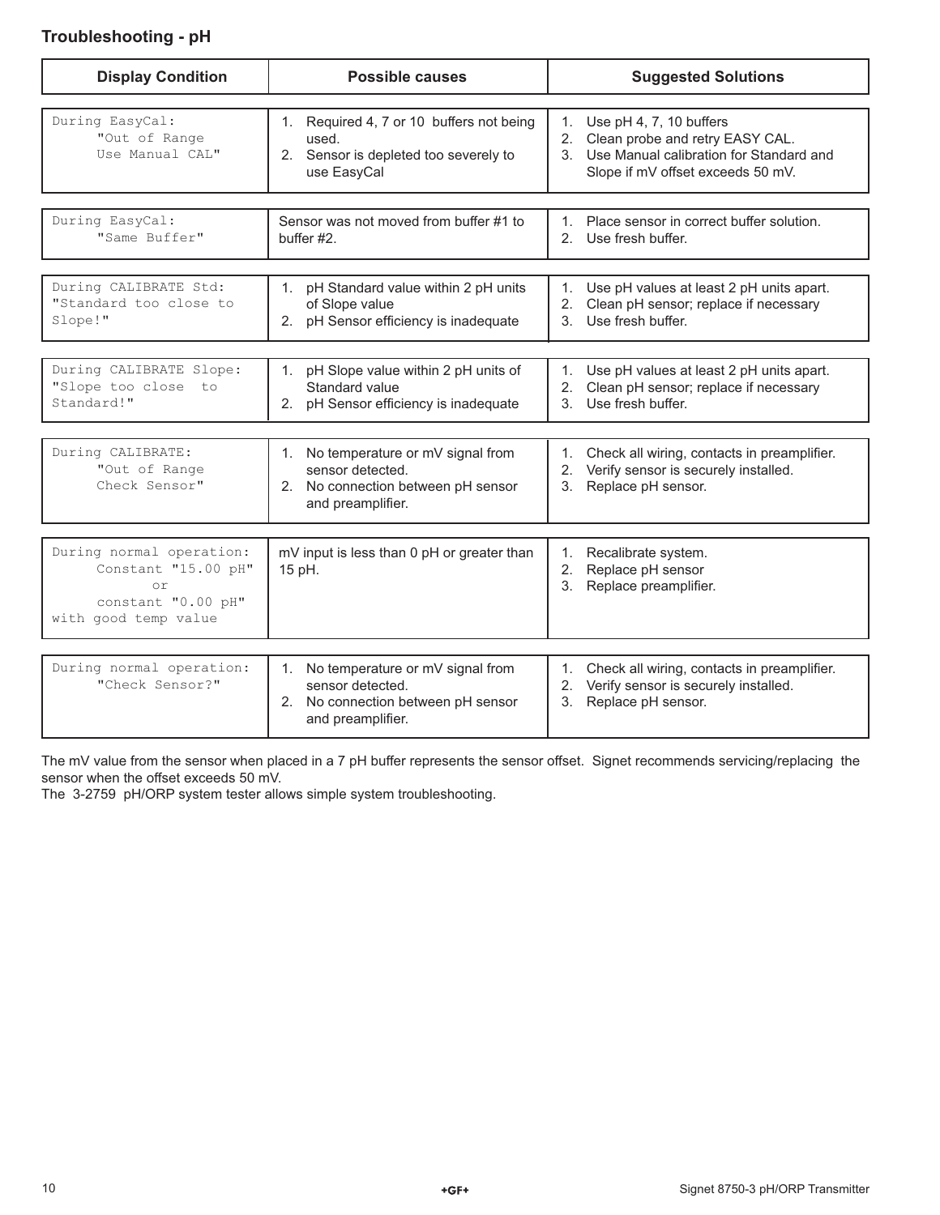## Troubleshooting - pH

| Display Condition | Possible causes | Suggested Solutions |
|---|---|---|
| During EasyCal: "Out of Range Use Manual CAL" | 1. Required 4, 7 or 10 buffers not being used.<br>2. Sensor is depleted too severely to use EasyCal | 1. Use pH 4, 7, 10 buffers<br>2. Clean probe and retry EASY CAL.<br>3. Use Manual calibration for Standard and Slope if mV offset exceeds 50 mV. |
| During EasyCal: "Same Buffer" | Sensor was not moved from buffer #1 to buffer #2. | 1. Place sensor in correct buffer solution.<br>2. Use fresh buffer. |
| During CALIBRATE Std: "Standard too close to Slope!" | 1. pH Standard value within 2 pH units of Slope value<br>2. pH Sensor efficiency is inadequate | 1. Use pH values at least 2 pH units apart.<br>2. Clean pH sensor; replace if necessary<br>3. Use fresh buffer. |
| During CALIBRATE Slope: "Slope too close to Standard!" | 1. pH Slope value within 2 pH units of Standard value<br>2. pH Sensor efficiency is inadequate | 1. Use pH values at least 2 pH units apart.<br>2. Clean pH sensor; replace if necessary<br>3. Use fresh buffer. |
| During CALIBRATE: "Out of Range Check Sensor" | 1. No temperature or mV signal from sensor detected.<br>2. No connection between pH sensor and preamplifier. | 1. Check all wiring, contacts in preamplifier.<br>2. Verify sensor is securely installed.<br>3. Replace pH sensor. |
| During normal operation: Constant "15.00 pH" or constant "0.00 pH" with good temp value | mV input is less than 0 pH or greater than 15 pH. | 1. Recalibrate system.<br>2. Replace pH sensor<br>3. Replace preamplifier. |
| During normal operation: "Check Sensor?" | 1. No temperature or mV signal from sensor detected.<br>2. No connection between pH sensor and preamplifier. | 1. Check all wiring, contacts in preamplifier.<br>2. Verify sensor is securely installed.<br>3. Replace pH sensor. |

The mV value from the sensor when placed in a 7 pH buffer represents the sensor offset. Signet recommends servicing/replacing the sensor when the offset exceeds 50 mV.
The 3-2759 pH/ORP system tester allows simple system troubleshooting.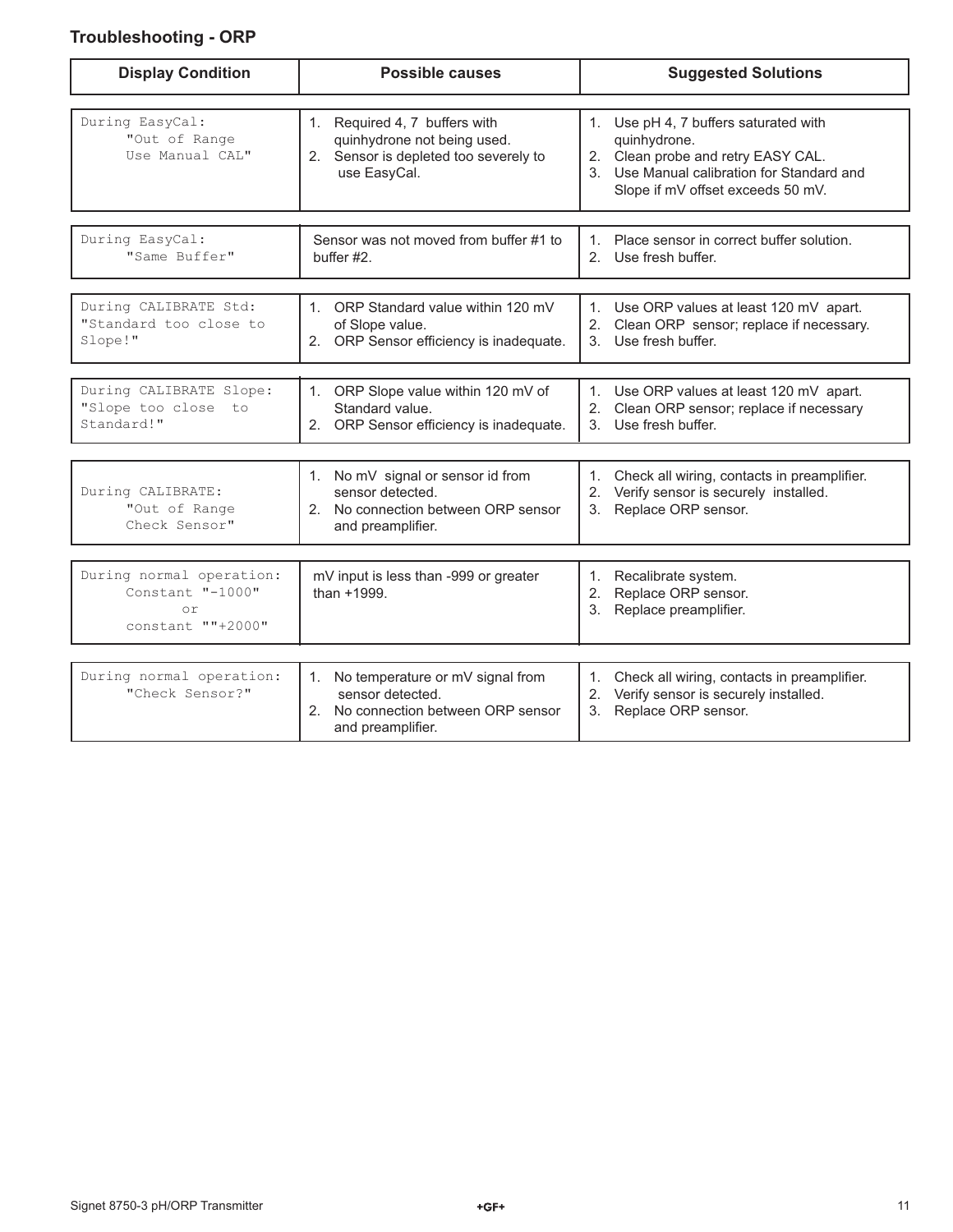## Troubleshooting - ORP

| Display Condition | Possible causes | Suggested Solutions |
|---|---|---|
| During EasyCal: "Out of Range Use Manual CAL" | 1. Required 4, 7 buffers with quinhydrone not being used.<br>2. Sensor is depleted too severely to use EasyCal. | 1. Use pH 4, 7 buffers saturated with quinhydrone.<br>2. Clean probe and retry EASY CAL.<br>3. Use Manual calibration for Standard and Slope if mV offset exceeds 50 mV. |
| During EasyCal: "Same Buffer" | Sensor was not moved from buffer #1 to buffer #2. | 1. Place sensor in correct buffer solution.<br>2. Use fresh buffer. |
| During CALIBRATE Std: "Standard too close to Slope!" | 1. ORP Standard value within 120 mV of Slope value.<br>2. ORP Sensor efficiency is inadequate. | 1. Use ORP values at least 120 mV apart.<br>2. Clean ORP sensor; replace if necessary.<br>3. Use fresh buffer. |
| During CALIBRATE Slope: "Slope too close to Standard!" | 1. ORP Slope value within 120 mV of Standard value.<br>2. ORP Sensor efficiency is inadequate. | 1. Use ORP values at least 120 mV apart.<br>2. Clean ORP sensor; replace if necessary<br>3. Use fresh buffer. |
| During CALIBRATE: "Out of Range Check Sensor" | 1. No mV signal or sensor id from sensor detected.<br>2. No connection between ORP sensor and preamplifier. | 1. Check all wiring, contacts in preamplifier.<br>2. Verify sensor is securely installed.<br>3. Replace ORP sensor. |
| During normal operation: Constant "-1000" or constant ""+2000" | mV input is less than -999 or greater than +1999. | 1. Recalibrate system.<br>2. Replace ORP sensor.<br>3. Replace preamplifier. |
| During normal operation: "Check Sensor?" | 1. No temperature or mV signal from sensor detected.<br>2. No connection between ORP sensor and preamplifier. | 1. Check all wiring, contacts in preamplifier.<br>2. Verify sensor is securely installed.<br>3. Replace ORP sensor. |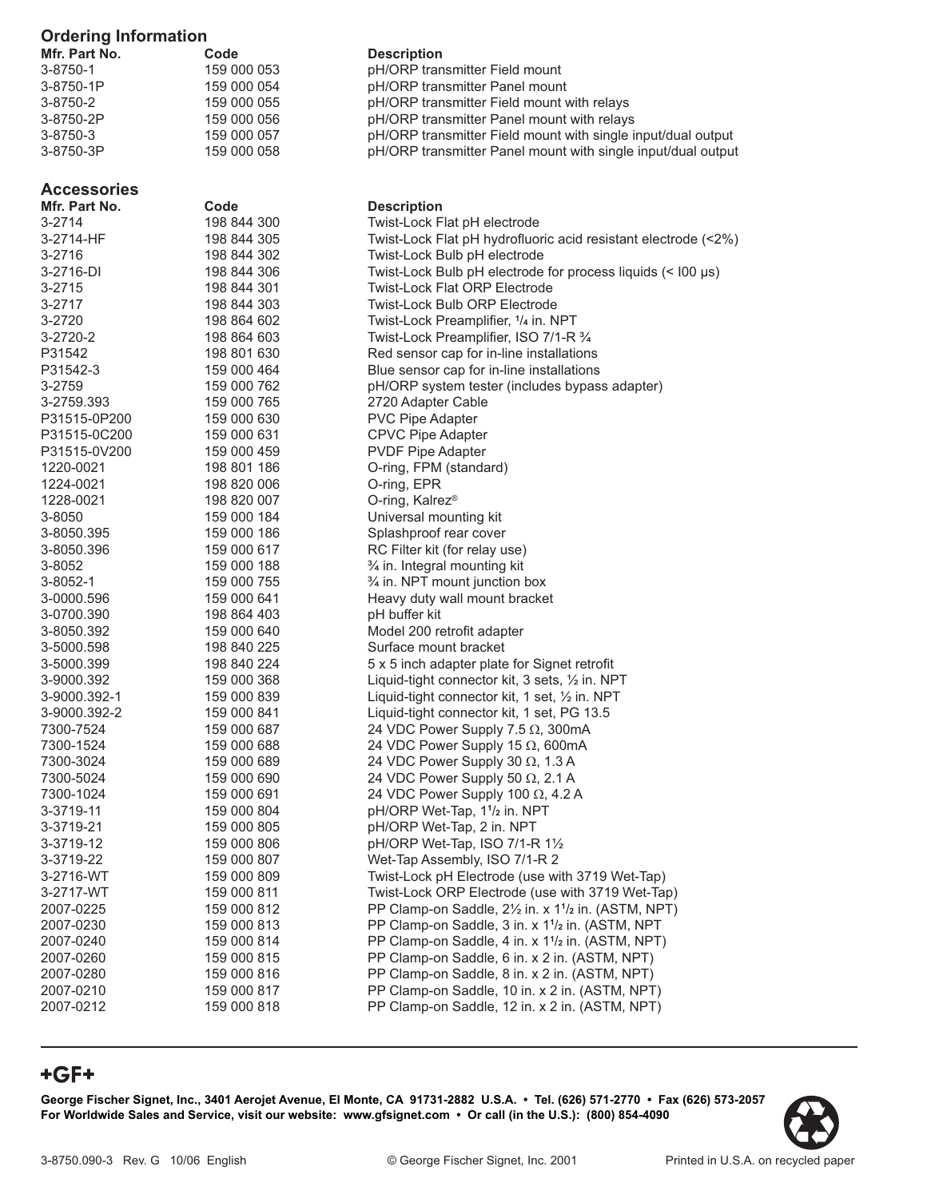## Ordering Information

| Mfr. Part No. | Code | Description |
|---|---|---|
| 3-8750-1 | 159 000 053 | pH/ORP transmitter Field mount |
| 3-8750-1P | 159 000 054 | pH/ORP transmitter Panel mount |
| 3-8750-2 | 159 000 055 | pH/ORP transmitter Field mount with relays |
| 3-8750-2P | 159 000 056 | pH/ORP transmitter Panel mount with relays |
| 3-8750-3 | 159 000 057 | pH/ORP transmitter Field mount with single input/dual output |
| 3-8750-3P | 159 000 058 | pH/ORP transmitter Panel mount with single input/dual output |

## Accessories

| Mfr. Part No. | Code | Description |
|---|---|---|
| 3-2714 | 198 844 300 | Twist-Lock Flat pH electrode |
| 3-2714-HF | 198 844 305 | Twist-Lock Flat pH hydrofluoric acid resistant electrode (<2%) |
| 3-2716 | 198 844 302 | Twist-Lock Bulb pH electrode |
| 3-2716-DI | 198 844 306 | Twist-Lock Bulb pH electrode for process liquids (< I00 µs) |
| 3-2715 | 198 844 301 | Twist-Lock Flat ORP Electrode |
| 3-2717 | 198 844 303 | Twist-Lock Bulb ORP Electrode |
| 3-2720 | 198 864 602 | Twist-Lock Preamplifier, ¼ in. NPT |
| 3-2720-2 | 198 864 603 | Twist-Lock Preamplifier, ISO 7/1-R ¾ |
| P31542 | 198 801 630 | Red sensor cap for in-line installations |
| P31542-3 | 159 000 464 | Blue sensor cap for in-line installations |
| 3-2759 | 159 000 762 | pH/ORP system tester (includes bypass adapter) |
| 3-2759.393 | 159 000 765 | 2720 Adapter Cable |
| P31515-0P200 | 159 000 630 | PVC Pipe Adapter |
| P31515-0C200 | 159 000 631 | CPVC Pipe Adapter |
| P31515-0V200 | 159 000 459 | PVDF Pipe Adapter |
| 1220-0021 | 198 801 186 | O-ring, FPM (standard) |
| 1224-0021 | 198 820 006 | O-ring, EPR |
| 1228-0021 | 198 820 007 | O-ring, Kalrez® |
| 3-8050 | 159 000 184 | Universal mounting kit |
| 3-8050.395 | 159 000 186 | Splashproof rear cover |
| 3-8050.396 | 159 000 617 | RC Filter kit (for relay use) |
| 3-8052 | 159 000 188 | ¾ in. Integral mounting kit |
| 3-8052-1 | 159 000 755 | ¾ in. NPT mount junction box |
| 3-0000.596 | 159 000 641 | Heavy duty wall mount bracket |
| 3-0700.390 | 198 864 403 | pH buffer kit |
| 3-8050.392 | 159 000 640 | Model 200 retrofit adapter |
| 3-5000.598 | 198 840 225 | Surface mount bracket |
| 3-5000.399 | 198 840 224 | 5 x 5 inch adapter plate for Signet retrofit |
| 3-9000.392 | 159 000 368 | Liquid-tight connector kit, 3 sets, ½ in. NPT |
| 3-9000.392-1 | 159 000 839 | Liquid-tight connector kit, 1 set, ½ in. NPT |
| 3-9000.392-2 | 159 000 841 | Liquid-tight connector kit, 1 set, PG 13.5 |
| 7300-7524 | 159 000 687 | 24 VDC Power Supply 7.5 Ω, 300mA |
| 7300-1524 | 159 000 688 | 24 VDC Power Supply 15 Ω, 600mA |
| 7300-3024 | 159 000 689 | 24 VDC Power Supply 30 Ω, 1.3 A |
| 7300-5024 | 159 000 690 | 24 VDC Power Supply 50 Ω, 2.1 A |
| 7300-1024 | 159 000 691 | 24 VDC Power Supply 100 Ω, 4.2 A |
| 3-3719-11 | 159 000 804 | pH/ORP Wet-Tap, 1½ in. NPT |
| 3-3719-21 | 159 000 805 | pH/ORP Wet-Tap, 2 in. NPT |
| 3-3719-12 | 159 000 806 | pH/ORP Wet-Tap, ISO 7/1-R 1½ |
| 3-3719-22 | 159 000 807 | Wet-Tap Assembly, ISO 7/1-R 2 |
| 3-2716-WT | 159 000 809 | Twist-Lock pH Electrode (use with 3719 Wet-Tap) |
| 3-2717-WT | 159 000 811 | Twist-Lock ORP Electrode (use with 3719 Wet-Tap) |
| 2007-0225 | 159 000 812 | PP Clamp-on Saddle, 2½ in. x 1½ in. (ASTM, NPT) |
| 2007-0230 | 159 000 813 | PP Clamp-on Saddle, 3 in. x 1½ in. (ASTM, NPT |
| 2007-0240 | 159 000 814 | PP Clamp-on Saddle, 4 in. x 1½ in. (ASTM, NPT) |
| 2007-0260 | 159 000 815 | PP Clamp-on Saddle, 6 in. x 2 in. (ASTM, NPT) |
| 2007-0280 | 159 000 816 | PP Clamp-on Saddle, 8 in. x 2 in. (ASTM, NPT) |
| 2007-0210 | 159 000 817 | PP Clamp-on Saddle, 10 in. x 2 in. (ASTM, NPT) |
| 2007-0212 | 159 000 818 | PP Clamp-on Saddle, 12 in. x 2 in. (ASTM, NPT) |

+GF+

**George Fischer Signet, Inc., 3401 Aerojet Avenue, El Monte, CA 91731-2882 U.S.A. • Tel. (626) 571-2770 • Fax (626) 573-2057**
**For Worldwide Sales and Service, visit our website: www.gfsignet.com • Or call (in the U.S.): (800) 854-4090**

3-8750.090-3 Rev. G 10/06 English © George Fischer Signet, Inc. 2001 Printed in U.S.A. on recycled paper